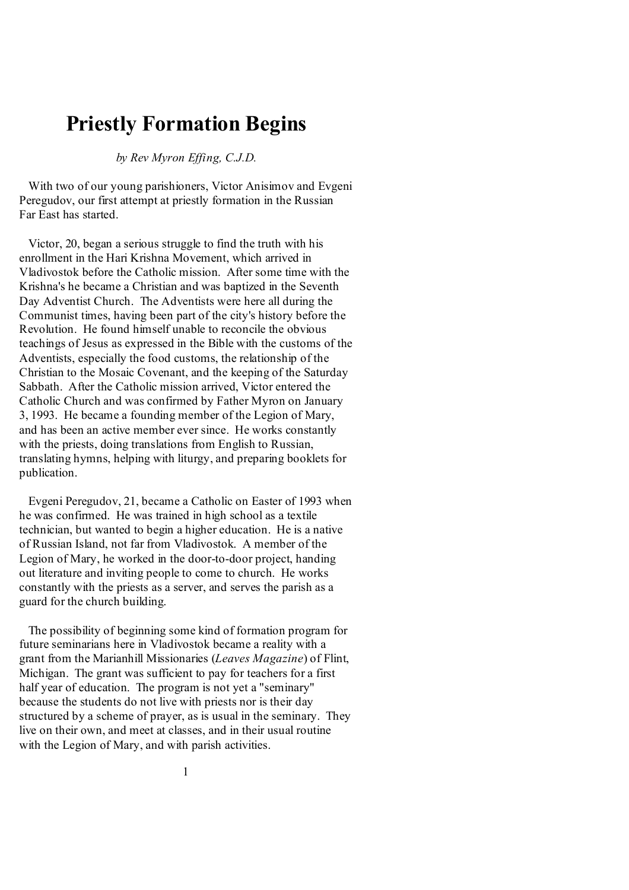# Priestly Formation Begins

*by Rev Myron Effing, C.J.D.*

With two of our young parishioners, Victor Anisimov and Evgeni Peregudov, our first attempt at priestly formation in the Russian Far East has started.

Victor, 20, began a serious struggle to find the truth with his enrollment in the Hari Krishna Movement, which arrived in Vladivostok before the Catholic mission. After some time with the Krishna's he became a Christian and was baptized in the Seventh Day Adventist Church. The Adventists were here all during the Communist times, having been part of the city's history before the Revolution. He found himself unable to reconcile the obvious teachings of Jesus as expressed in the Bible with the customs of the Adventists, especially the food customs, the relationship of the Christian to the Mosaic Covenant, and the keeping of the Saturday Sabbath. After the Catholic mission arrived, Victor entered the Catholic Church and was confirmed by Father Myron on January 3, 1993. He became a founding member of the Legion of Mary, and has been an active member ever since. He works constantly with the priests, doing translations from English to Russian, translating hymns, helping with liturgy, and preparing booklets for publication.

Evgeni Peregudov, 21, became a Catholic on Easter of 1993 when he was confirmed. He was trained in high school as a textile technician, but wanted to begin a higher education. He is a native of Russian Island, not far from Vladivostok. A member of the Legion of Mary, he worked in the door-to-door project, handing out literature and inviting people to come to church. He works constantly with the priests as a server, and serves the parish as a guard for the church building.

The possibility of beginning some kind of formation program for future seminarians here in Vladivostok became a reality with a grant from the Marianhill Missionaries (*Leaves Magazine*) of Flint, Michigan. The grant was sufficient to pay for teachers for a first half year of education. The program is not yet a "seminary" because the students do not live with priests nor is their day structured by a scheme of prayer, as is usual in the seminary. They live on their own, and meet at classes, and in their usual routine with the Legion of Mary, and with parish activities.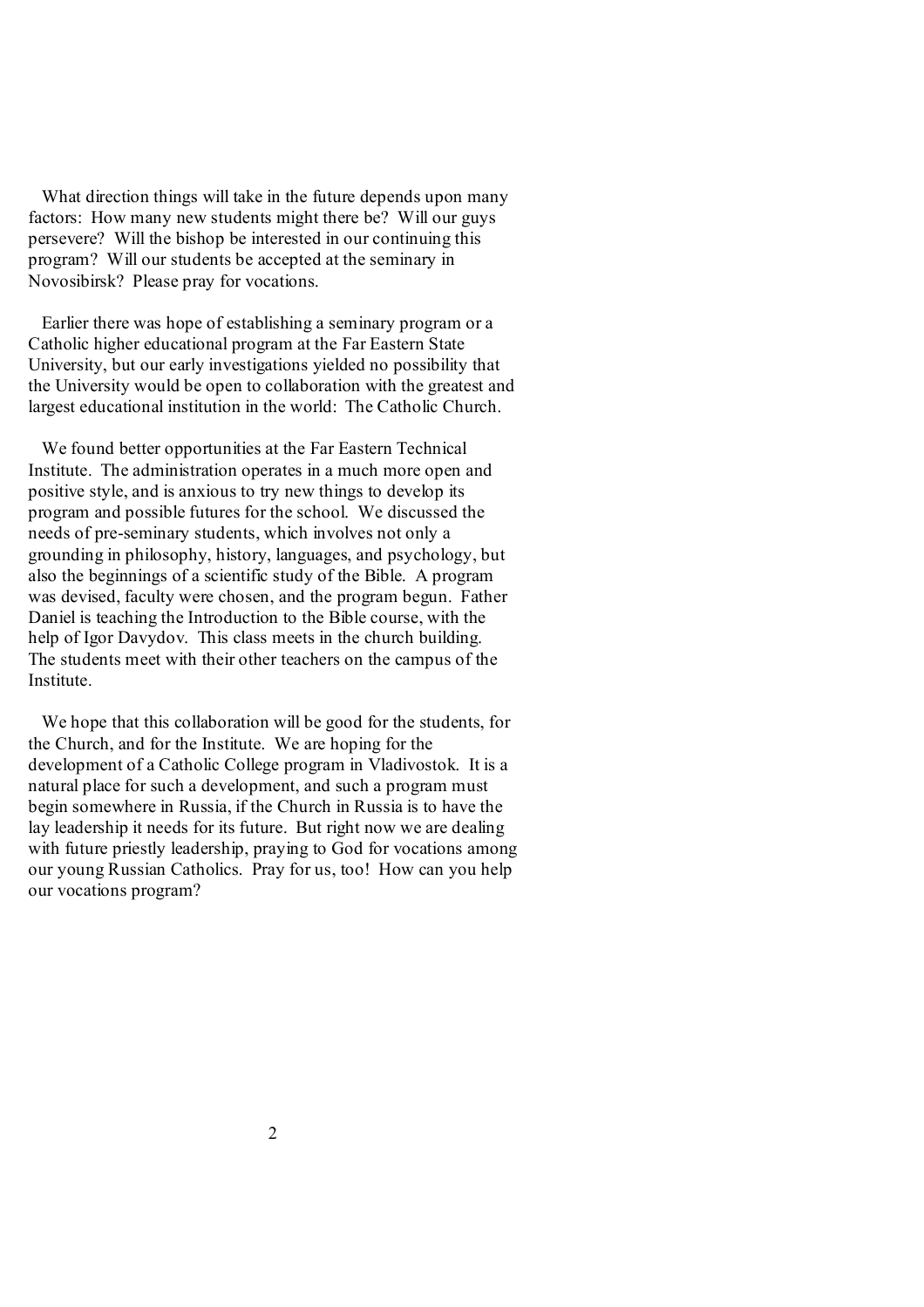What direction things will take in the future depends upon many factors: How many new students might there be? Will our guys persevere? Will the bishop be interested in our continuing this program? Will our students be accepted at the seminary in Novosibirsk? Please pray for vocations.

Earlier there was hope of establishing a seminary program or a Catholic higher educational program at the Far Eastern State University, but our early investigations yielded no possibility that the University would be open to collaboration with the greatest and largest educational institution in the world: The Catholic Church.

We found better opportunities at the Far Eastern Technical Institute. The administration operates in a much more open and positive style, and is anxious to try new things to develop its program and possible futures for the school. We discussed the needs of pre-seminary students, which involves not only a grounding in philosophy, history, languages, and psychology, but also the beginnings of a scientific study of the Bible. A program was devised, faculty were chosen, and the program begun. Father Daniel is teaching the Introduction to the Bible course, with the help of Igor Davydov. This class meets in the church building. The students meet with their other teachers on the campus of the Institute.

We hope that this collaboration will be good for the students, for the Church, and for the Institute. We are hoping for the development of a Catholic College program in Vladivostok. It is a natural place for such a development, and such a program must begin somewhere in Russia, if the Church in Russia is to have the lay leadership it needs for its future. But right now we are dealing with future priestly leadership, praying to God for vocations among our young Russian Catholics. Pray for us, too! How can you help our vocations program?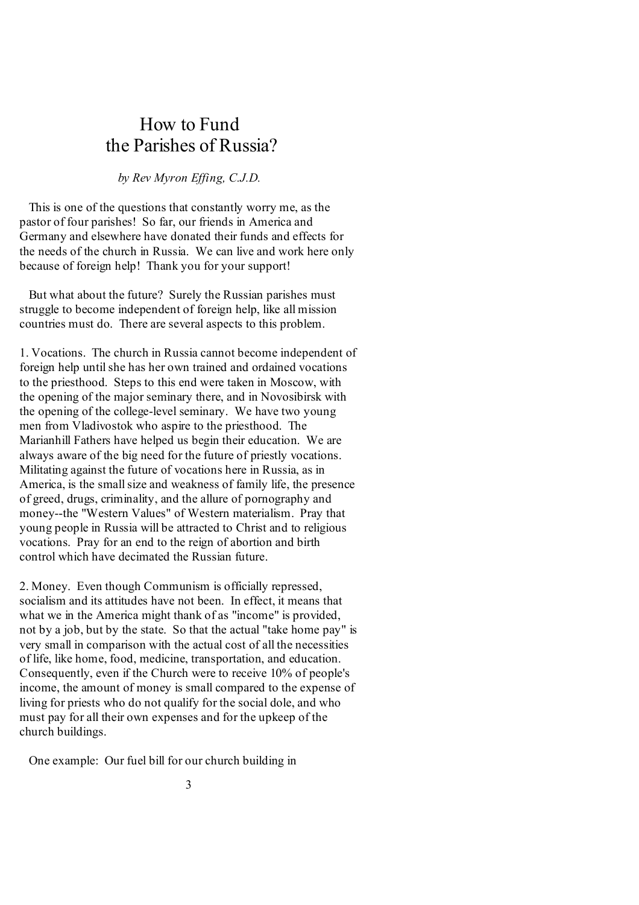# How to Fund the Parishes of Russia?

*by Rev Myron Effing, C.J.D.*

This is one of the questions that constantly worry me, as the pastor of four parishes! So far, our friends in America and Germany and elsewhere have donated their funds and effects for the needs of the church in Russia. We can live and work here only because of foreign help! Thank you for your support!

But what about the future? Surely the Russian parishes must struggle to become independent of foreign help, like all mission countries must do. There are several aspects to this problem.

1. Vocations. The church in Russia cannot become independent of foreign help until she has her own trained and ordained vocations to the priesthood. Steps to this end were taken in Moscow, with the opening of the major seminary there, and in Novosibirsk with the opening of the college-level seminary. We have two young men from Vladivostok who aspire to the priesthood. The Marianhill Fathers have helped us begin their education. We are always aware of the big need for the future of priestly vocations. Militating against the future of vocations here in Russia, as in America, is the small size and weakness of family life, the presence of greed, drugs, criminality, and the allure of pornography and money--the "Western Values" of Western materialism. Pray that young people in Russia will be attracted to Christ and to religious vocations. Pray for an end to the reign of abortion and birth control which have decimated the Russian future.

2. Money. Even though Communism is officially repressed, socialism and its attitudes have not been. In effect, it means that what we in the America might thank of as "income" is provided, not by a job, but by the state. So that the actual "take home pay" is very small in comparison with the actual cost of all the necessities of life, like home, food, medicine, transportation, and education. Consequently, even if the Church were to receive 10% of people's income, the amount of money is small compared to the expense of living for priests who do not qualify for the social dole, and who must pay for all their own expenses and for the upkeep of the church buildings.

One example: Our fuel bill for our church building in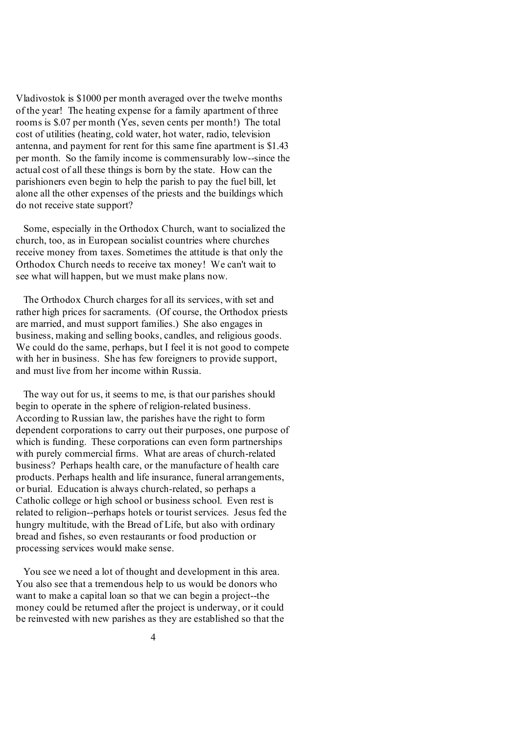Vladivostok is $1000 per month averaged over the twelve months of the year! The heating expense for a family apartment of three rooms is $.07 per month (Yes, seven cents per month!) The total cost of utilities (heating, cold water, hot water, radio, television antenna, and payment for rent for this same fine apartment is $1.43 per month. So the family income is commensurably low--since the actual cost of all these things is born by the state. How can the parishioners even begin to help the parish to pay the fuel bill, let alone all the other expenses of the priests and the buildings which do not receive state support?

Some, especially in the Orthodox Church, want to socialized the church, too, as in European socialist countries where churches receive money from taxes. Sometimes the attitude is that only the Orthodox Church needs to receive tax money! We can't wait to see what will happen, but we must make plans now.

The Orthodox Church charges for all its services, with set and rather high prices for sacraments. (Of course, the Orthodox priests are married, and must support families.) She also engages in business, making and selling books, candles, and religious goods. We could do the same, perhaps, but I feel it is not good to compete with her in business. She has few foreigners to provide support, and must live from her income within Russia.

The way out for us, it seems to me, is that our parishes should begin to operate in the sphere of religion-related business. According to Russian law, the parishes have the right to form dependent corporations to carry out their purposes, one purpose of which is funding. These corporations can even form partnerships with purely commercial firms. What are areas of church-related business? Perhaps health care, or the manufacture of health care products. Perhaps health and life insurance, funeral arrangements, or burial. Education is always church-related, so perhaps a Catholic college or high school or business school. Even rest is related to religion--perhaps hotels or tourist services. Jesus fed the hungry multitude, with the Bread of Life, but also with ordinary bread and fishes, so even restaurants or food production or processing services would make sense.

You see we need a lot of thought and development in this area. You also see that a tremendous help to us would be donors who want to make a capital loan so that we can begin a project--the money could be returned after the project is underway, or it could be reinvested with new parishes as they are established so that the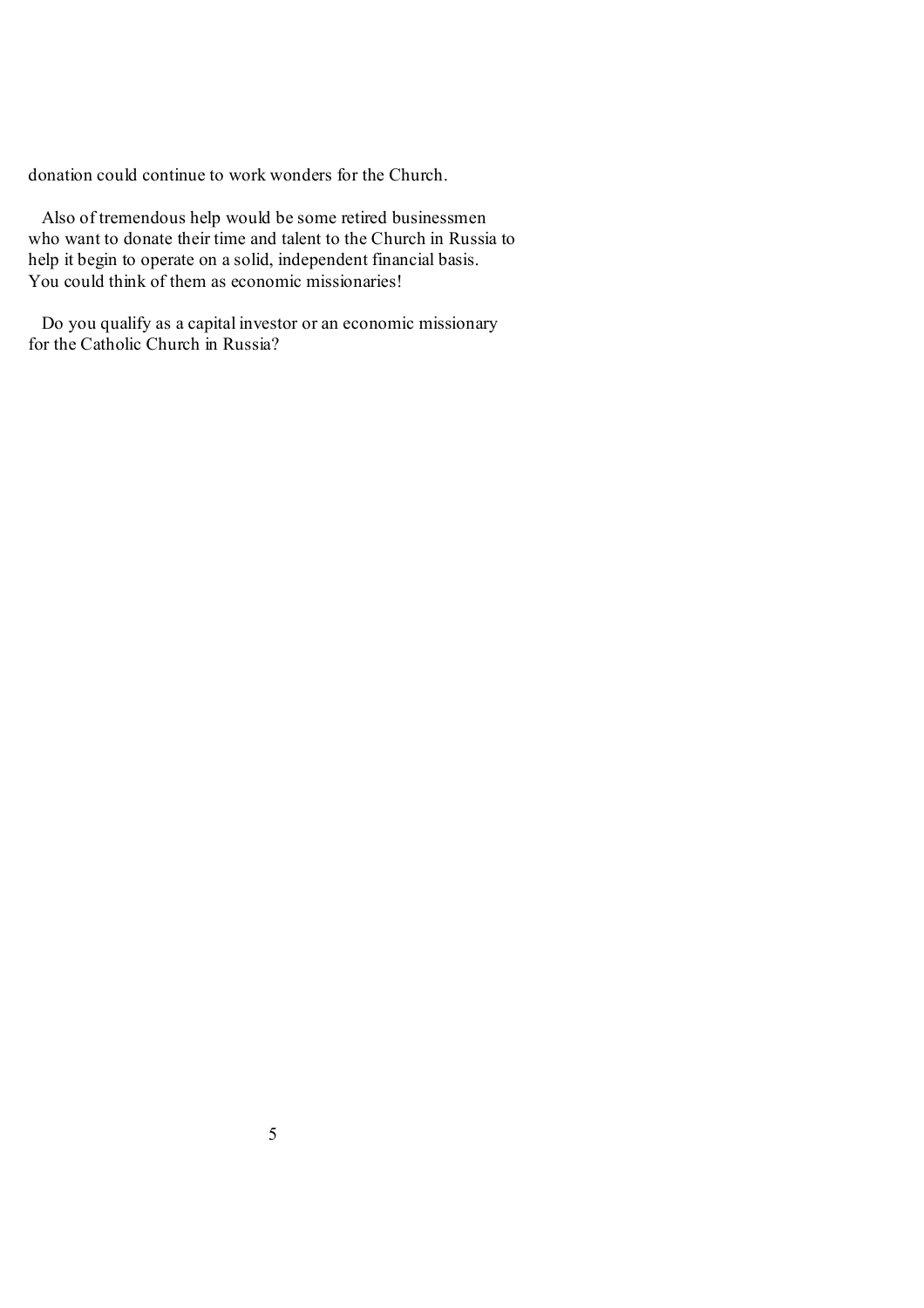donation could continue to work wonders for the Church.

Also of tremendous help would be some retired businessmen who want to donate their time and talent to the Church in Russia to help it begin to operate on a solid, independent financial basis. You could think of them as economic missionaries!

Do you qualify as a capital investor or an economic missionary for the Catholic Church in Russia?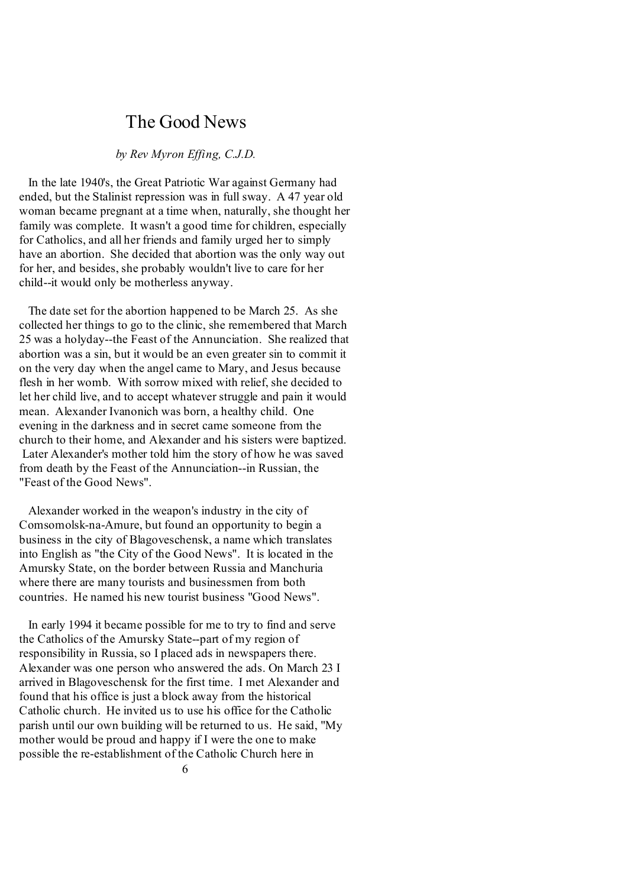# The Good News

*by Rev Myron Effing, C.J.D.*

In the late 1940's, the Great Patriotic War against Germany had ended, but the Stalinist repression was in full sway. A 47 year old woman became pregnant at a time when, naturally, she thought her family was complete. It wasn't a good time for children, especially for Catholics, and all her friends and family urged her to simply have an abortion. She decided that abortion was the only way out for her, and besides, she probably wouldn't live to care for her child--it would only be motherless anyway.

The date set for the abortion happened to be March 25. As she collected her things to go to the clinic, she remembered that March 25 was a holyday--the Feast of the Annunciation. She realized that abortion was a sin, but it would be an even greater sin to commit it on the very day when the angel came to Mary, and Jesus because flesh in her womb. With sorrow mixed with relief, she decided to let her child live, and to accept whatever struggle and pain it would mean. Alexander Ivanonich was born, a healthy child. One evening in the darkness and in secret came someone from the church to their home, and Alexander and his sisters were baptized. Later Alexander's mother told him the story of how he was saved from death by the Feast of the Annunciation--in Russian, the "Feast of the Good News".

Alexander worked in the weapon's industry in the city of Comsomolsk-na-Amure, but found an opportunity to begin a business in the city of Blagoveschensk, a name which translates into English as "the City of the Good News". It is located in the Amursky State, on the border between Russia and Manchuria where there are many tourists and businessmen from both countries. He named his new tourist business "Good News".

In early 1994 it became possible for me to try to find and serve the Catholics of the Amursky State--part of my region of responsibility in Russia, so I placed ads in newspapers there. Alexander was one person who answered the ads. On March 23 I arrived in Blagoveschensk for the first time. I met Alexander and found that his office is just a block away from the historical Catholic church. He invited us to use his office for the Catholic parish until our own building will be returned to us. He said, "My mother would be proud and happy if I were the one to make possible the re-establishment of the Catholic Church here in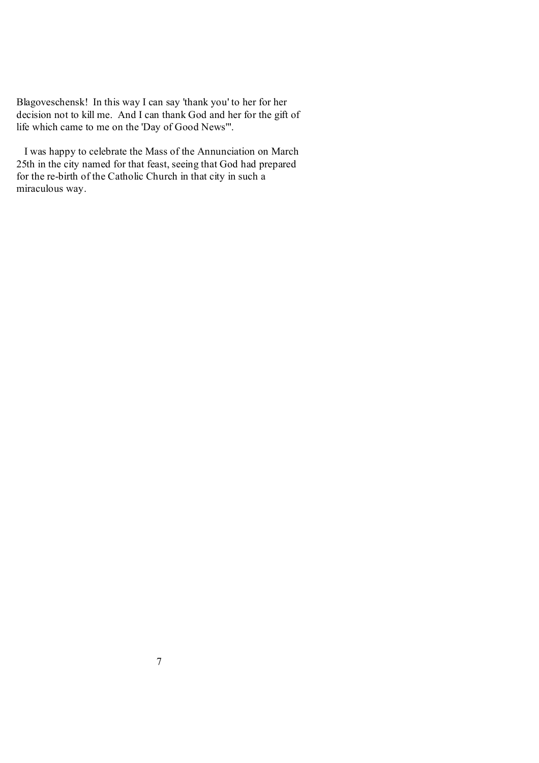Blagoveschensk! In this way I can say 'thank you' to her for her decision not to kill me. And I can thank God and her for the gift of life which came to me on the 'Day of Good News'".

I was happy to celebrate the Mass of the Annunciation on March 25th in the city named for that feast, seeing that God had prepared for the re-birth of the Catholic Church in that city in such a miraculous way.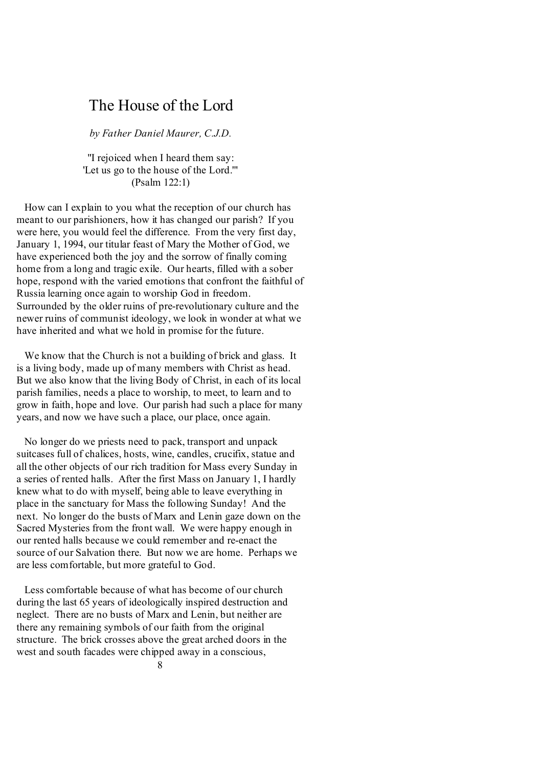# The House of the Lord

*by Father Daniel Maurer, C.J.D.*

"I rejoiced when I heard them say:
'Let us go to the house of the Lord.'"
(Psalm 122:1)

How can I explain to you what the reception of our church has meant to our parishioners, how it has changed our parish? If you were here, you would feel the difference. From the very first day, January 1, 1994, our titular feast of Mary the Mother of God, we have experienced both the joy and the sorrow of finally coming home from a long and tragic exile. Our hearts, filled with a sober hope, respond with the varied emotions that confront the faithful of Russia learning once again to worship God in freedom. Surrounded by the older ruins of pre-revolutionary culture and the newer ruins of communist ideology, we look in wonder at what we have inherited and what we hold in promise for the future.

We know that the Church is not a building of brick and glass. It is a living body, made up of many members with Christ as head. But we also know that the living Body of Christ, in each of its local parish families, needs a place to worship, to meet, to learn and to grow in faith, hope and love. Our parish had such a place for many years, and now we have such a place, our place, once again.

No longer do we priests need to pack, transport and unpack suitcases full of chalices, hosts, wine, candles, crucifix, statue and all the other objects of our rich tradition for Mass every Sunday in a series of rented halls. After the first Mass on January 1, I hardly knew what to do with myself, being able to leave everything in place in the sanctuary for Mass the following Sunday! And the next. No longer do the busts of Marx and Lenin gaze down on the Sacred Mysteries from the front wall. We were happy enough in our rented halls because we could remember and re-enact the source of our Salvation there. But now we are home. Perhaps we are less comfortable, but more grateful to God.

Less comfortable because of what has become of our church during the last 65 years of ideologically inspired destruction and neglect. There are no busts of Marx and Lenin, but neither are there any remaining symbols of our faith from the original structure. The brick crosses above the great arched doors in the west and south facades were chipped away in a conscious,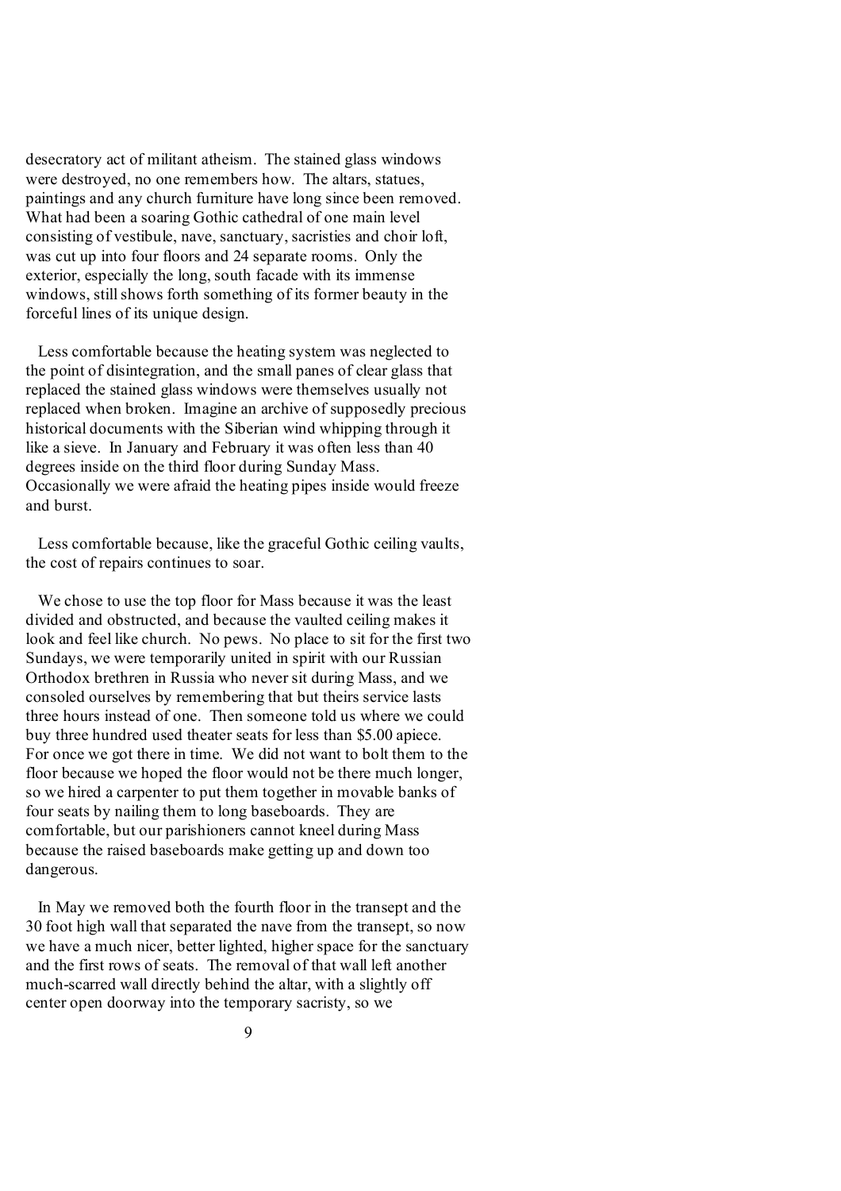desecratory act of militant atheism. The stained glass windows were destroyed, no one remembers how. The altars, statues, paintings and any church furniture have long since been removed. What had been a soaring Gothic cathedral of one main level consisting of vestibule, nave, sanctuary, sacristies and choir loft, was cut up into four floors and 24 separate rooms. Only the exterior, especially the long, south facade with its immense windows, still shows forth something of its former beauty in the forceful lines of its unique design.

Less comfortable because the heating system was neglected to the point of disintegration, and the small panes of clear glass that replaced the stained glass windows were themselves usually not replaced when broken. Imagine an archive of supposedly precious historical documents with the Siberian wind whipping through it like a sieve. In January and February it was often less than 40 degrees inside on the third floor during Sunday Mass. Occasionally we were afraid the heating pipes inside would freeze and burst.

Less comfortable because, like the graceful Gothic ceiling vaults, the cost of repairs continues to soar.

We chose to use the top floor for Mass because it was the least divided and obstructed, and because the vaulted ceiling makes it look and feel like church. No pews. No place to sit for the first two Sundays, we were temporarily united in spirit with our Russian Orthodox brethren in Russia who never sit during Mass, and we consoled ourselves by remembering that but theirs service lasts three hours instead of one. Then someone told us where we could buy three hundred used theater seats for less than $5.00 apiece. For once we got there in time. We did not want to bolt them to the floor because we hoped the floor would not be there much longer, so we hired a carpenter to put them together in movable banks of four seats by nailing them to long baseboards. They are comfortable, but our parishioners cannot kneel during Mass because the raised baseboards make getting up and down too dangerous.

In May we removed both the fourth floor in the transept and the 30 foot high wall that separated the nave from the transept, so now we have a much nicer, better lighted, higher space for the sanctuary and the first rows of seats. The removal of that wall left another much-scarred wall directly behind the altar, with a slightly off center open doorway into the temporary sacristy, so we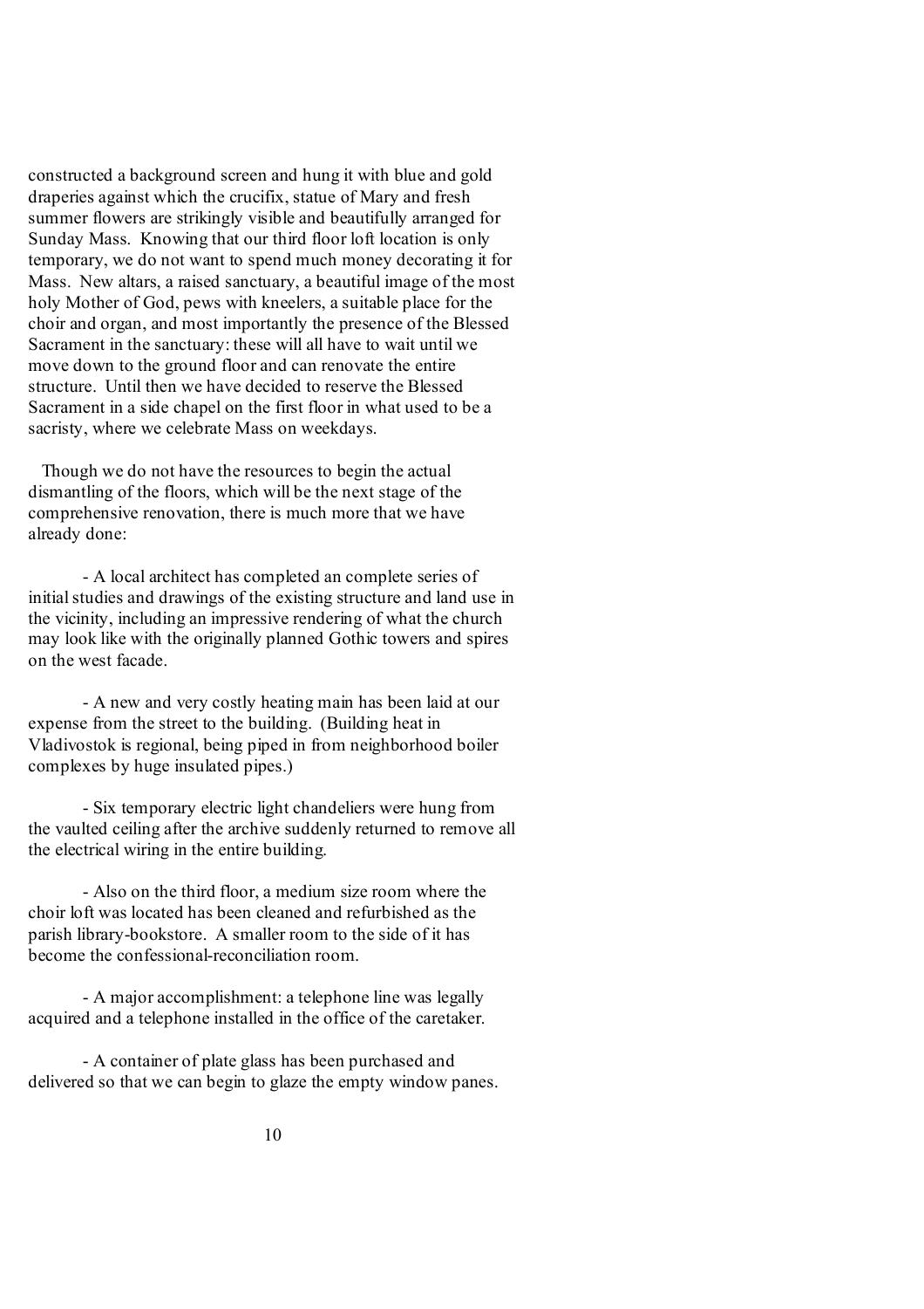constructed a background screen and hung it with blue and gold draperies against which the crucifix, statue of Mary and fresh summer flowers are strikingly visible and beautifully arranged for Sunday Mass. Knowing that our third floor loft location is only temporary, we do not want to spend much money decorating it for Mass. New altars, a raised sanctuary, a beautiful image of the most holy Mother of God, pews with kneelers, a suitable place for the choir and organ, and most importantly the presence of the Blessed Sacrament in the sanctuary: these will all have to wait until we move down to the ground floor and can renovate the entire structure. Until then we have decided to reserve the Blessed Sacrament in a side chapel on the first floor in what used to be a sacristy, where we celebrate Mass on weekdays.

Though we do not have the resources to begin the actual dismantling of the floors, which will be the next stage of the comprehensive renovation, there is much more that we have already done:

- A local architect has completed an complete series of initial studies and drawings of the existing structure and land use in the vicinity, including an impressive rendering of what the church may look like with the originally planned Gothic towers and spires on the west facade.

- A new and very costly heating main has been laid at our expense from the street to the building. (Building heat in Vladivostok is regional, being piped in from neighborhood boiler complexes by huge insulated pipes.)

- Six temporary electric light chandeliers were hung from the vaulted ceiling after the archive suddenly returned to remove all the electrical wiring in the entire building.

- Also on the third floor, a medium size room where the choir loft was located has been cleaned and refurbished as the parish library-bookstore. A smaller room to the side of it has become the confessional-reconciliation room.

- A major accomplishment: a telephone line was legally acquired and a telephone installed in the office of the caretaker.

- A container of plate glass has been purchased and delivered so that we can begin to glaze the empty window panes.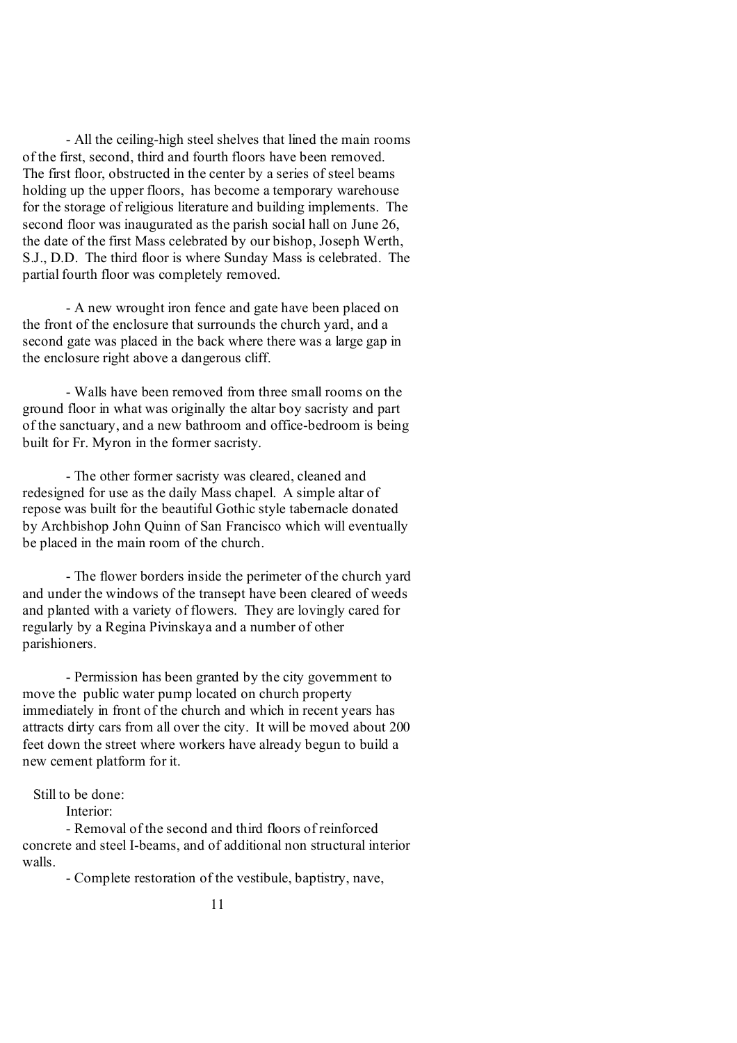- All the ceiling-high steel shelves that lined the main rooms of the first, second, third and fourth floors have been removed. The first floor, obstructed in the center by a series of steel beams holding up the upper floors, has become a temporary warehouse for the storage of religious literature and building implements. The second floor was inaugurated as the parish social hall on June 26, the date of the first Mass celebrated by our bishop, Joseph Werth, S.J., D.D. The third floor is where Sunday Mass is celebrated. The partial fourth floor was completely removed.

- A new wrought iron fence and gate have been placed on the front of the enclosure that surrounds the church yard, and a second gate was placed in the back where there was a large gap in the enclosure right above a dangerous cliff.

- Walls have been removed from three small rooms on the ground floor in what was originally the altar boy sacristy and part of the sanctuary, and a new bathroom and office-bedroom is being built for Fr. Myron in the former sacristy.

- The other former sacristy was cleared, cleaned and redesigned for use as the daily Mass chapel. A simple altar of repose was built for the beautiful Gothic style tabernacle donated by Archbishop John Quinn of San Francisco which will eventually be placed in the main room of the church.

- The flower borders inside the perimeter of the church yard and under the windows of the transept have been cleared of weeds and planted with a variety of flowers. They are lovingly cared for regularly by a Regina Pivinskaya and a number of other parishioners.

- Permission has been granted by the city government to move the public water pump located on church property immediately in front of the church and which in recent years has attracts dirty cars from all over the city. It will be moved about 200 feet down the street where workers have already begun to build a new cement platform for it.

Still to be done:

Interior:

- Removal of the second and third floors of reinforced concrete and steel I-beams, and of additional non structural interior walls.

- Complete restoration of the vestibule, baptistry, nave,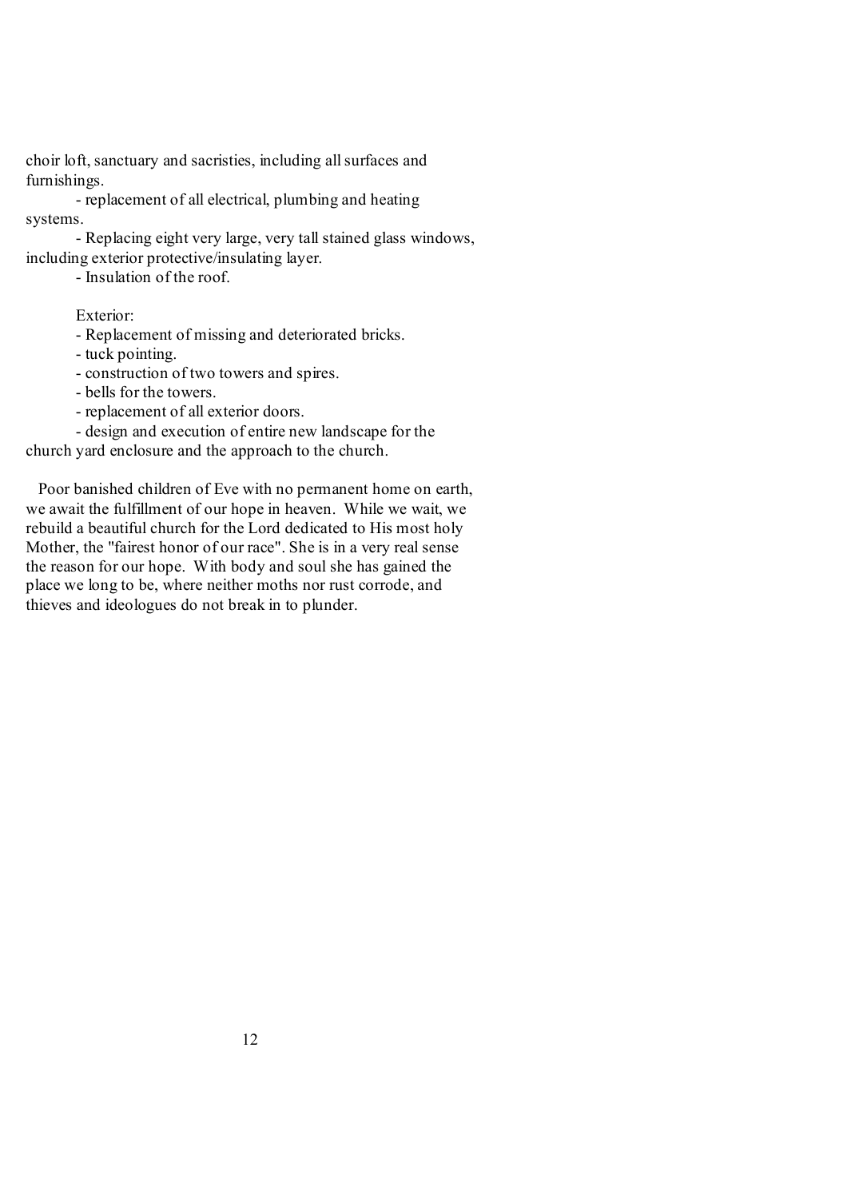choir loft, sanctuary and sacristies, including all surfaces and furnishings.

- replacement of all electrical, plumbing and heating systems.
- Replacing eight very large, very tall stained glass windows, including exterior protective/insulating layer.
- Insulation of the roof.

Exterior:

- Replacement of missing and deteriorated bricks.
- tuck pointing.
- construction of two towers and spires.
- bells for the towers.
- replacement of all exterior doors.
- design and execution of entire new landscape for the church yard enclosure and the approach to the church.

Poor banished children of Eve with no permanent home on earth, we await the fulfillment of our hope in heaven. While we wait, we rebuild a beautiful church for the Lord dedicated to His most holy Mother, the "fairest honor of our race". She is in a very real sense the reason for our hope. With body and soul she has gained the place we long to be, where neither moths nor rust corrode, and thieves and ideologues do not break in to plunder.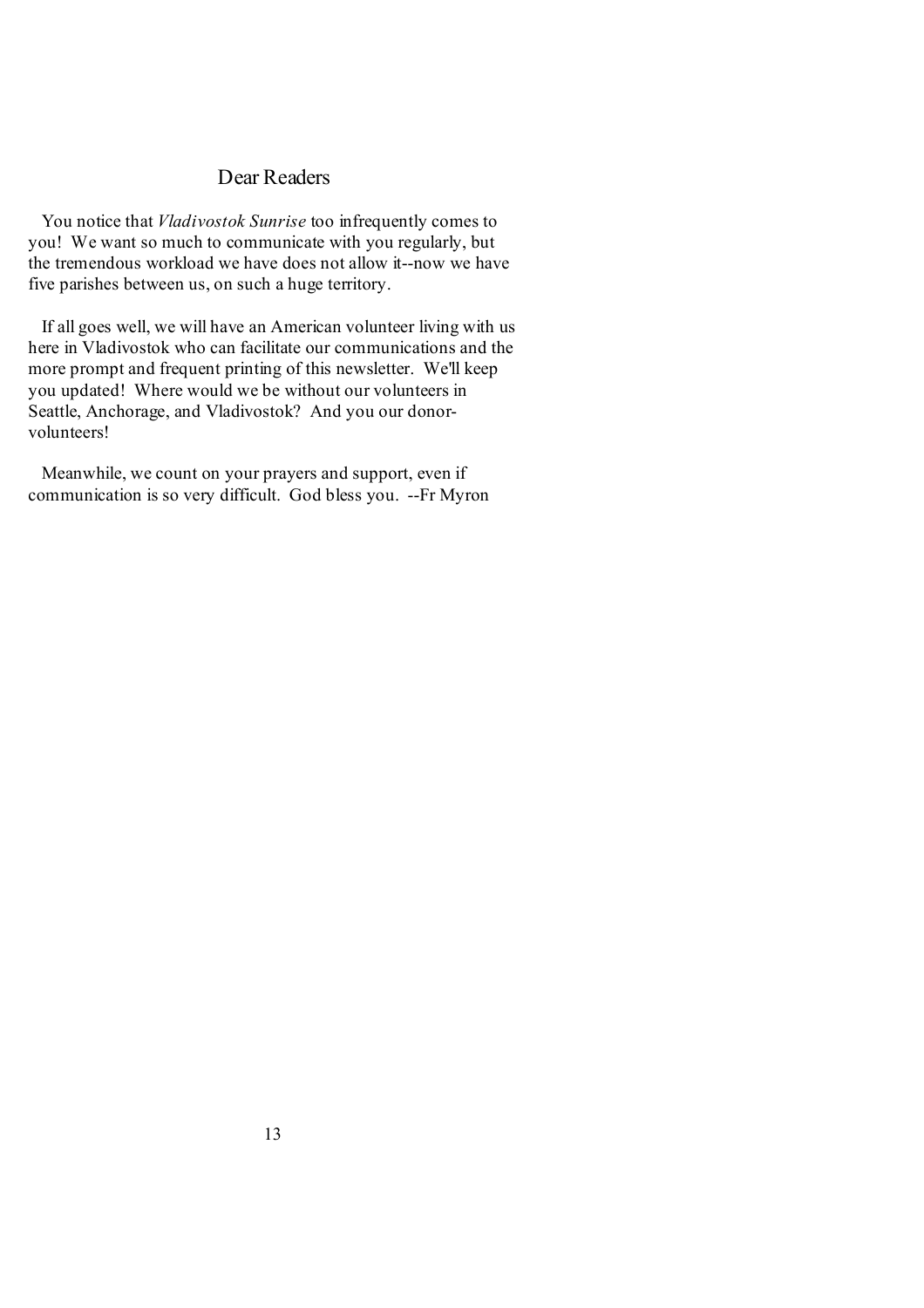## Dear Readers

You notice that *Vladivostok Sunrise* too infrequently comes to you! We want so much to communicate with you regularly, but the tremendous workload we have does not allow it--now we have five parishes between us, on such a huge territory.

If all goes well, we will have an American volunteer living with us here in Vladivostok who can facilitate our communications and the more prompt and frequent printing of this newsletter. We'll keep you updated! Where would we be without our volunteers in Seattle, Anchorage, and Vladivostok? And you our donor-volunteers!

Meanwhile, we count on your prayers and support, even if communication is so very difficult. God bless you. --Fr Myron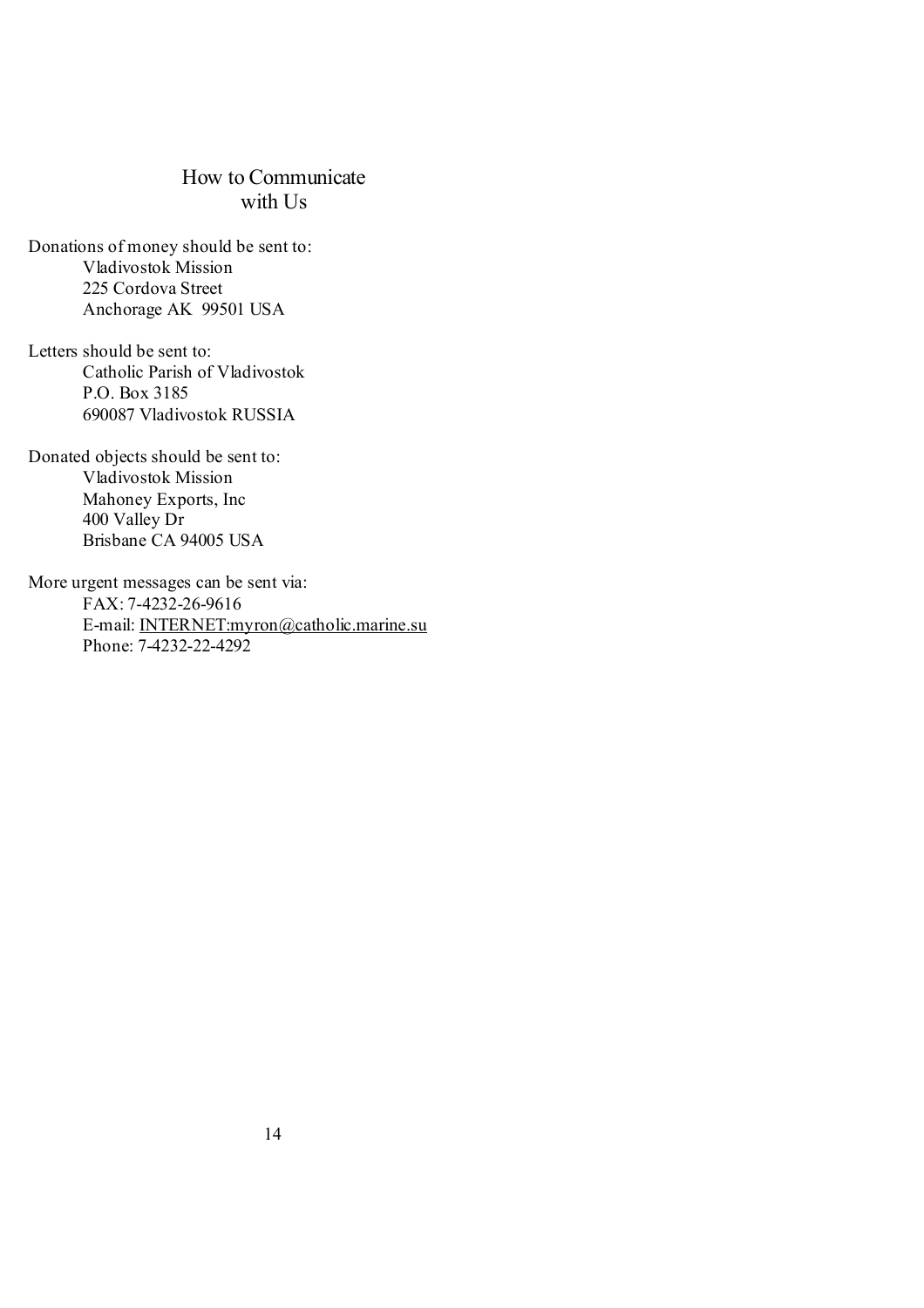# How to Communicate with Us

Donations of money should be sent to:

Vladivostok Mission
225 Cordova Street
Anchorage AK  99501 USA

Letters should be sent to:

Catholic Parish of Vladivostok
P.O. Box 3185
690087 Vladivostok RUSSIA

Donated objects should be sent to:

Vladivostok Mission
Mahoney Exports, Inc
400 Valley Dr
Brisbane CA 94005 USA

More urgent messages can be sent via:

FAX: 7-4232-26-9616
E-mail: INTERNET:myron@catholic.marine.su
Phone: 7-4232-22-4292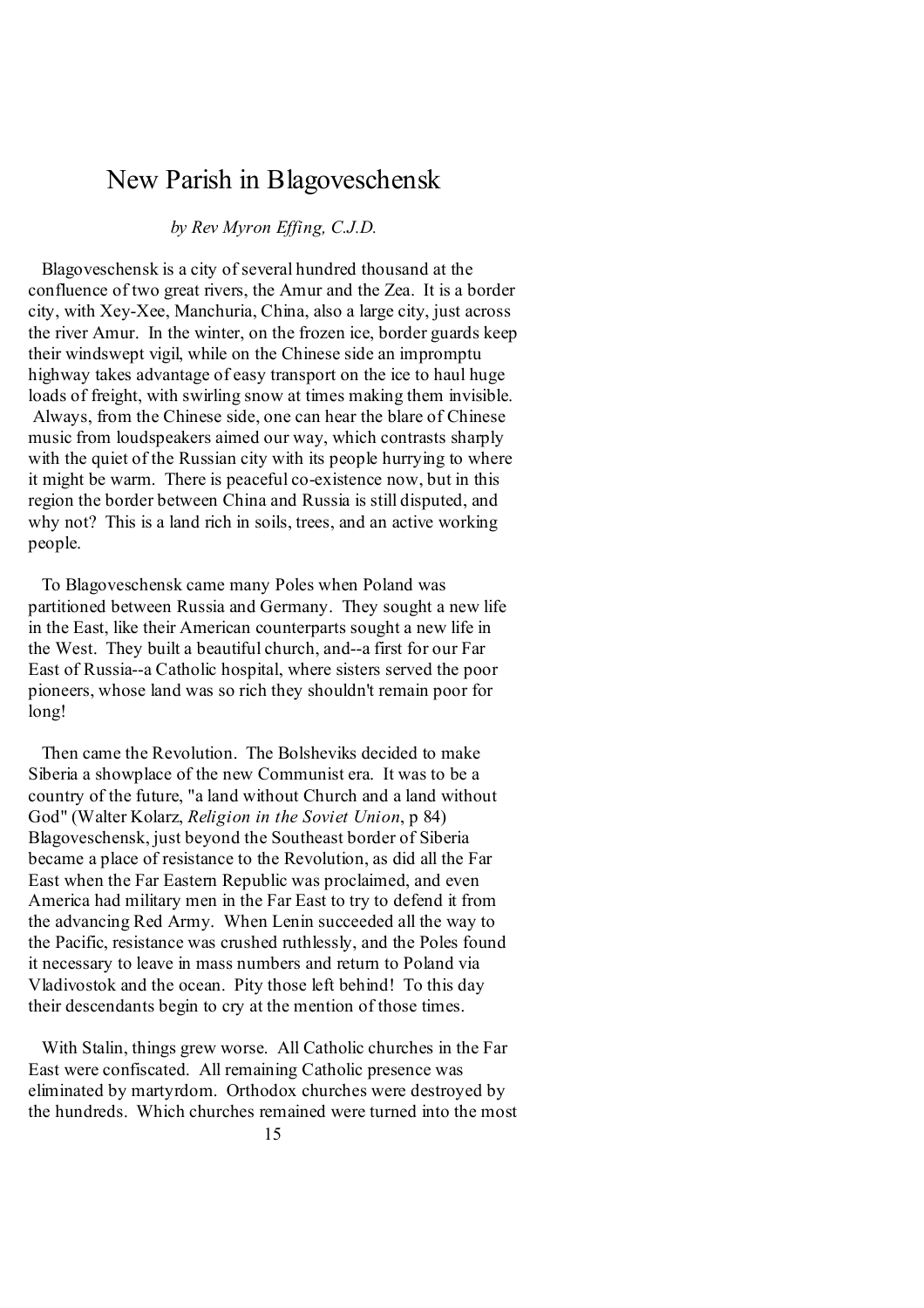# New Parish in Blagoveschensk

*by Rev Myron Effing, C.J.D.*

Blagoveschensk is a city of several hundred thousand at the confluence of two great rivers, the Amur and the Zea. It is a border city, with Xey-Xee, Manchuria, China, also a large city, just across the river Amur. In the winter, on the frozen ice, border guards keep their windswept vigil, while on the Chinese side an impromptu highway takes advantage of easy transport on the ice to haul huge loads of freight, with swirling snow at times making them invisible. Always, from the Chinese side, one can hear the blare of Chinese music from loudspeakers aimed our way, which contrasts sharply with the quiet of the Russian city with its people hurrying to where it might be warm. There is peaceful co-existence now, but in this region the border between China and Russia is still disputed, and why not? This is a land rich in soils, trees, and an active working people.

To Blagoveschensk came many Poles when Poland was partitioned between Russia and Germany. They sought a new life in the East, like their American counterparts sought a new life in the West. They built a beautiful church, and--a first for our Far East of Russia--a Catholic hospital, where sisters served the poor pioneers, whose land was so rich they shouldn't remain poor for long!

Then came the Revolution. The Bolsheviks decided to make Siberia a showplace of the new Communist era. It was to be a country of the future, "a land without Church and a land without God" (Walter Kolarz, *Religion in the Soviet Union*, p 84) Blagoveschensk, just beyond the Southeast border of Siberia became a place of resistance to the Revolution, as did all the Far East when the Far Eastern Republic was proclaimed, and even America had military men in the Far East to try to defend it from the advancing Red Army. When Lenin succeeded all the way to the Pacific, resistance was crushed ruthlessly, and the Poles found it necessary to leave in mass numbers and return to Poland via Vladivostok and the ocean. Pity those left behind! To this day their descendants begin to cry at the mention of those times.

With Stalin, things grew worse. All Catholic churches in the Far East were confiscated. All remaining Catholic presence was eliminated by martyrdom. Orthodox churches were destroyed by the hundreds. Which churches remained were turned into the most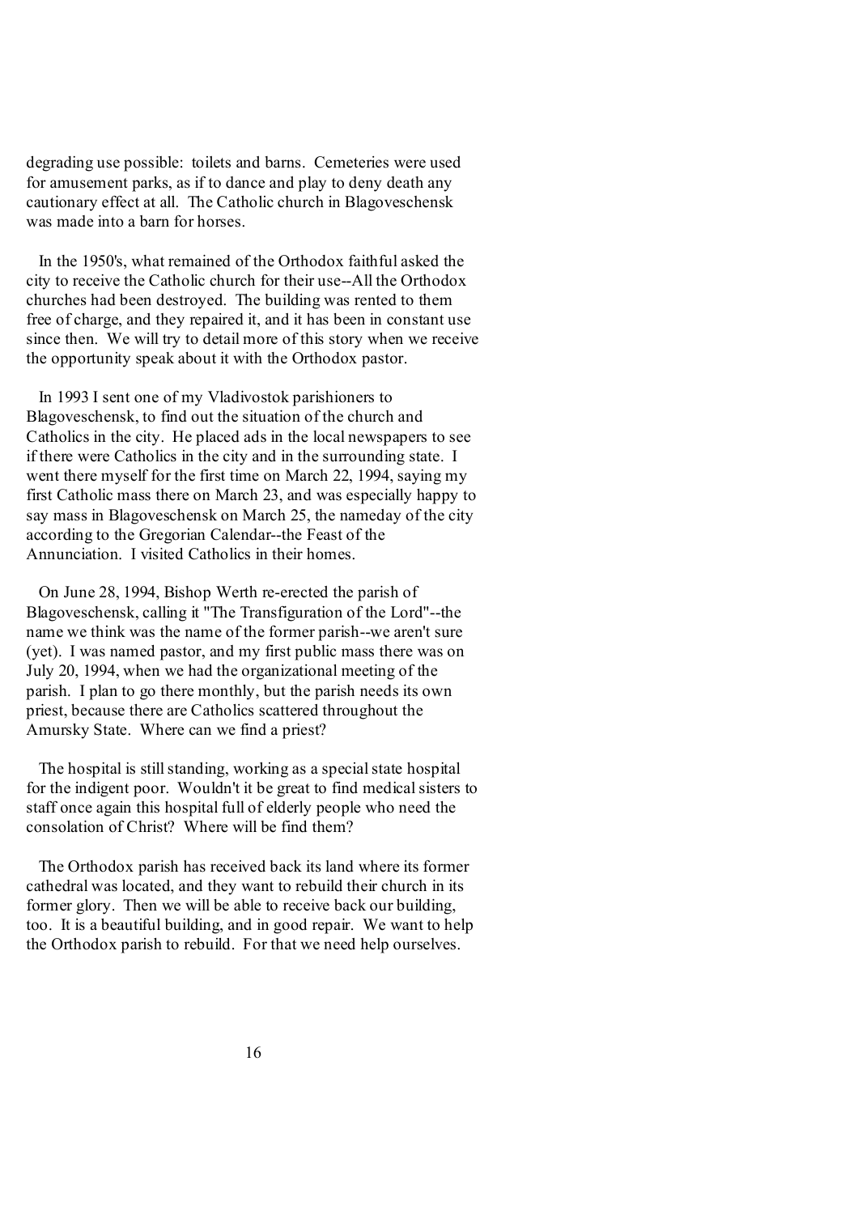degrading use possible: toilets and barns. Cemeteries were used for amusement parks, as if to dance and play to deny death any cautionary effect at all. The Catholic church in Blagoveschensk was made into a barn for horses.

In the 1950's, what remained of the Orthodox faithful asked the city to receive the Catholic church for their use--All the Orthodox churches had been destroyed. The building was rented to them free of charge, and they repaired it, and it has been in constant use since then. We will try to detail more of this story when we receive the opportunity speak about it with the Orthodox pastor.

In 1993 I sent one of my Vladivostok parishioners to Blagoveschensk, to find out the situation of the church and Catholics in the city. He placed ads in the local newspapers to see if there were Catholics in the city and in the surrounding state. I went there myself for the first time on March 22, 1994, saying my first Catholic mass there on March 23, and was especially happy to say mass in Blagoveschensk on March 25, the nameday of the city according to the Gregorian Calendar--the Feast of the Annunciation. I visited Catholics in their homes.

On June 28, 1994, Bishop Werth re-erected the parish of Blagoveschensk, calling it "The Transfiguration of the Lord"--the name we think was the name of the former parish--we aren't sure (yet). I was named pastor, and my first public mass there was on July 20, 1994, when we had the organizational meeting of the parish. I plan to go there monthly, but the parish needs its own priest, because there are Catholics scattered throughout the Amursky State. Where can we find a priest?

The hospital is still standing, working as a special state hospital for the indigent poor. Wouldn't it be great to find medical sisters to staff once again this hospital full of elderly people who need the consolation of Christ? Where will be find them?

The Orthodox parish has received back its land where its former cathedral was located, and they want to rebuild their church in its former glory. Then we will be able to receive back our building, too. It is a beautiful building, and in good repair. We want to help the Orthodox parish to rebuild. For that we need help ourselves.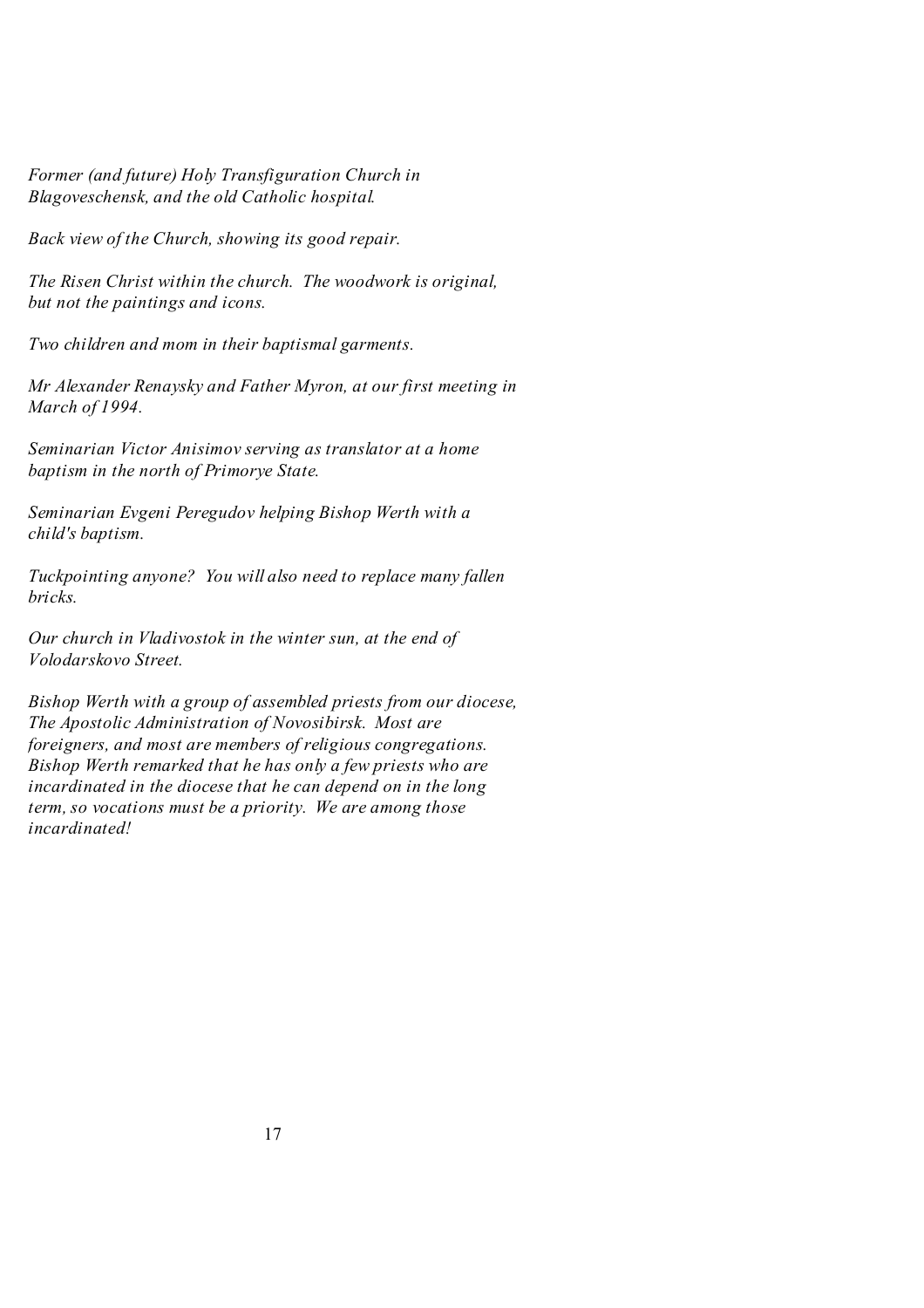*Former (and future) Holy Transfiguration Church in Blagoveschensk, and the old Catholic hospital.*

*Back view of the Church, showing its good repair.*

*The Risen Christ within the church. The woodwork is original, but not the paintings and icons.*

*Two children and mom in their baptismal garments.*

*Mr Alexander Renaysky and Father Myron, at our first meeting in March of 1994.*

*Seminarian Victor Anisimov serving as translator at a home baptism in the north of Primorye State.*

*Seminarian Evgeni Peregudov helping Bishop Werth with a child's baptism.*

*Tuckpointing anyone? You will also need to replace many fallen bricks.*

*Our church in Vladivostok in the winter sun, at the end of Volodarskovo Street.*

*Bishop Werth with a group of assembled priests from our diocese, The Apostolic Administration of Novosibirsk. Most are foreigners, and most are members of religious congregations. Bishop Werth remarked that he has only a few priests who are incardinated in the diocese that he can depend on in the long term, so vocations must be a priority. We are among those incardinated!*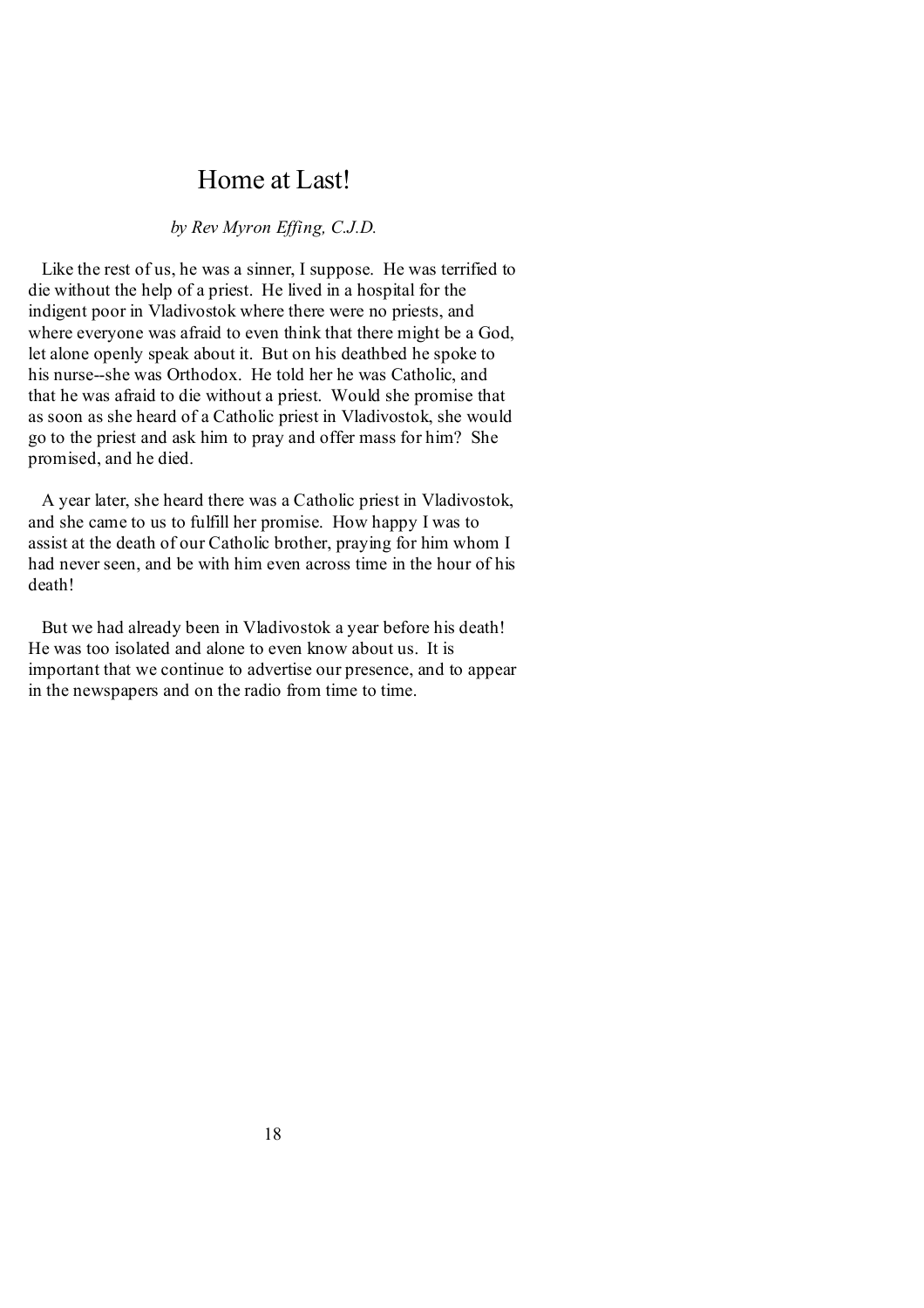# Home at Last!

*by Rev Myron Effing, C.J.D.*

Like the rest of us, he was a sinner, I suppose. He was terrified to die without the help of a priest. He lived in a hospital for the indigent poor in Vladivostok where there were no priests, and where everyone was afraid to even think that there might be a God, let alone openly speak about it. But on his deathbed he spoke to his nurse--she was Orthodox. He told her he was Catholic, and that he was afraid to die without a priest. Would she promise that as soon as she heard of a Catholic priest in Vladivostok, she would go to the priest and ask him to pray and offer mass for him? She promised, and he died.

A year later, she heard there was a Catholic priest in Vladivostok, and she came to us to fulfill her promise. How happy I was to assist at the death of our Catholic brother, praying for him whom I had never seen, and be with him even across time in the hour of his death!

But we had already been in Vladivostok a year before his death! He was too isolated and alone to even know about us. It is important that we continue to advertise our presence, and to appear in the newspapers and on the radio from time to time.